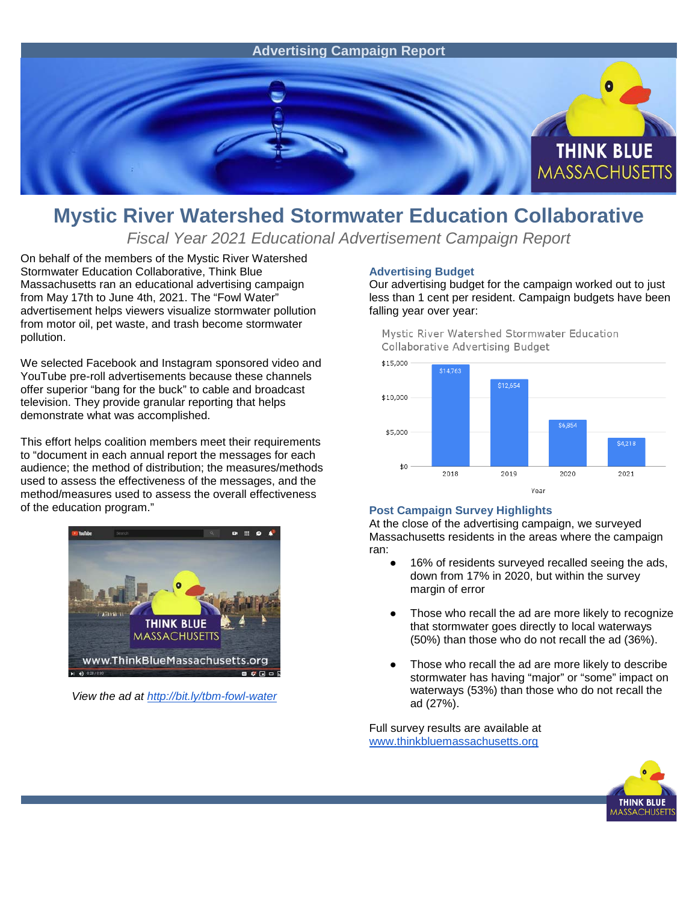Advertising Campaign Report

# Mystic River Watershed Stormwater Education Collaborative

*Fiscal Year 2021 Educational Advertisement Campaign Report*

On behalf of the members of the Mystic River Watershed Stormwater Education Collaborative, Think Blue Massachusetts ran an educational advertising campaign from May 17th to June 4th, 2021. The "Fowl Water" advertisement helps viewers visualize stormwater pollution from motor oil, pet waste, and trash become stormwater pollution.

We selected Facebook and Instagram sponsored video and YouTube pre-roll advertisements because these channels offer superior "bang for the buck" to cable and broadcast television. They provide granular reporting that helps demonstrate what was accomplished.

This effort helps coalition members meet their requirements to "document in each annual report the messages for each audience; the method of distribution; the measures/methods used to assess the effectiveness of the messages, and the method/measures used to assess the overall effectiveness of the education program."

*View the ad at http://bit.ly/tbm-fowl-water*

### Advertising Budget

Our advertising budget for the campaign worked out to just less than 1 cent per resident. Campaign budgets have been falling year over year:

Mystic River Watershed Stormwater Education Collaborative Advertising Budget

| Year | Budget |
|---|---|
| 2018 | $14,763 |
| 2019 | $12,654 |
| 2020 | $6,854 |
| 2021 | $4,218 |

### Post Campaign Survey Highlights

At the close of the advertising campaign, we surveyed Massachusetts residents in the areas where the campaign ran:

- 16% of residents surveyed recalled seeing the ads, down from 17% in 2020, but within the survey margin of error
- Those who recall the ad are more likely to recognize that stormwater goes directly to local waterways (50%) than those who do not recall the ad (36%).
- Those who recall the ad are more likely to describe stormwater has having "major" or "some" impact on waterways (53%) than those who do not recall the ad (27%).

Full survey results are available at www.thinkbluemassachusetts.org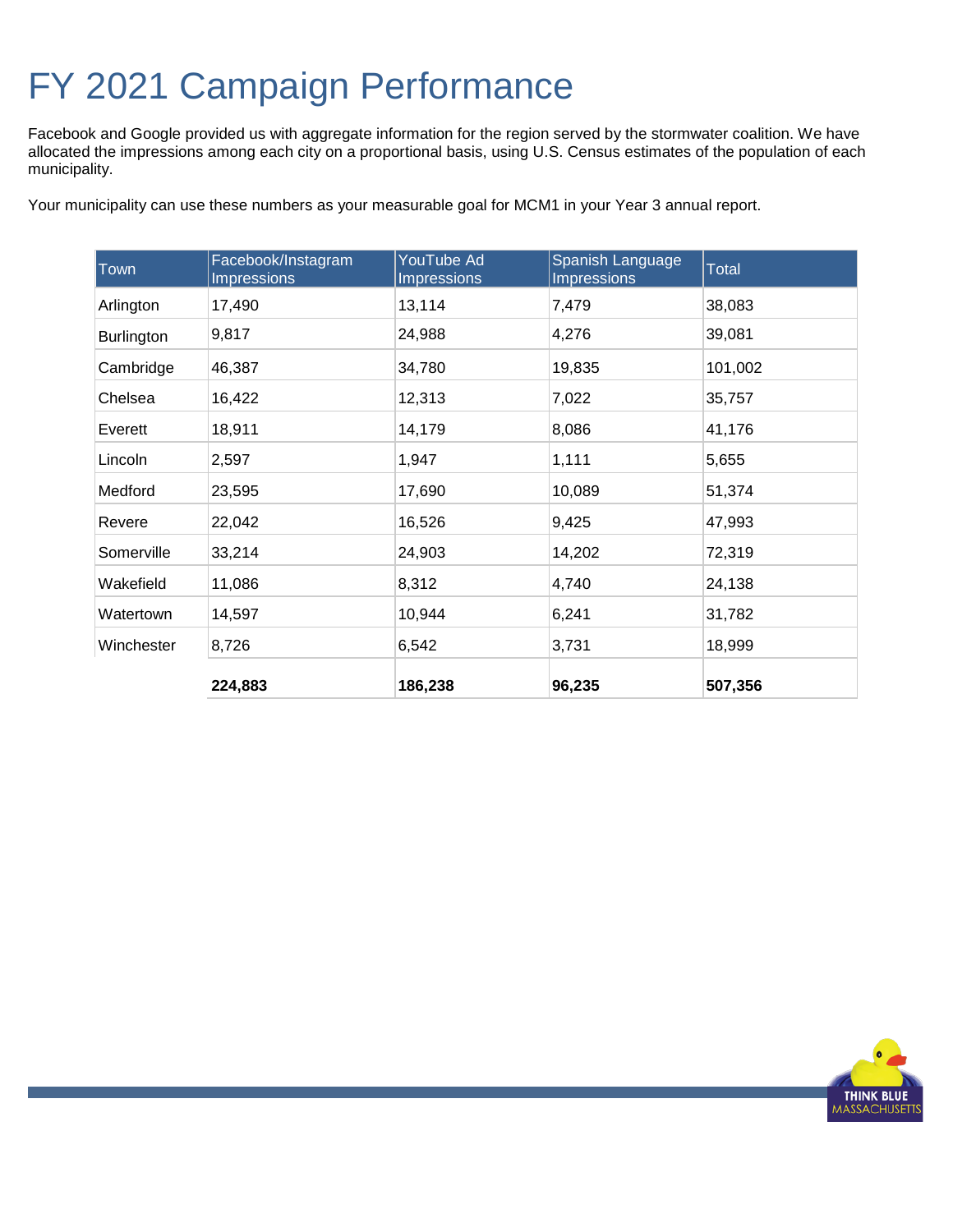# FY 2021 Campaign Performance

Facebook and Google provided us with aggregate information for the region served by the stormwater coalition. We have allocated the impressions among each city on a proportional basis, using U.S. Census estimates of the population of each municipality.

Your municipality can use these numbers as your measurable goal for MCM1 in your Year 3 annual report.

| Town | Facebook/Instagram Impressions | YouTube Ad Impressions | Spanish Language Impressions | Total |
|---|---|---|---|---|
| Arlington | 17,490 | 13,114 | 7,479 | 38,083 |
| Burlington | 9,817 | 24,988 | 4,276 | 39,081 |
| Cambridge | 46,387 | 34,780 | 19,835 | 101,002 |
| Chelsea | 16,422 | 12,313 | 7,022 | 35,757 |
| Everett | 18,911 | 14,179 | 8,086 | 41,176 |
| Lincoln | 2,597 | 1,947 | 1,111 | 5,655 |
| Medford | 23,595 | 17,690 | 10,089 | 51,374 |
| Revere | 22,042 | 16,526 | 9,425 | 47,993 |
| Somerville | 33,214 | 24,903 | 14,202 | 72,319 |
| Wakefield | 11,086 | 8,312 | 4,740 | 24,138 |
| Watertown | 14,597 | 10,944 | 6,241 | 31,782 |
| Winchester | 8,726 | 6,542 | 3,731 | 18,999 |
| | **224,883** | **186,238** | **96,235** | **507,356** |

THINK BLUE MASSACHUSETTS